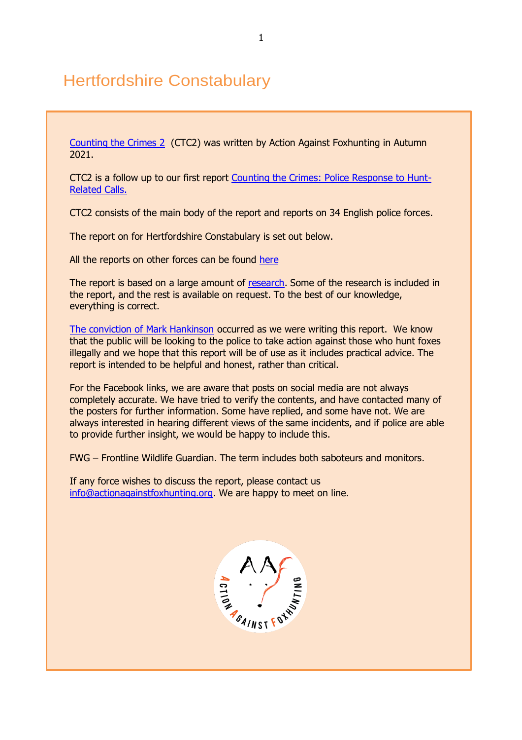# Hertfordshire Constabulary

Counting the Crimes 2 (CTC2) was written by Action Against Foxhunting in Autumn 2021.

CTC2 is a follow up to our first report Counting the Crimes: Police Response to Hunt-Related Calls.

CTC2 consists of the main body of the report and reports on 34 English police forces.

The report on for Hertfordshire Constabulary is set out below.

All the reports on other forces can be found here

The report is based on a large amount of research. Some of the research is included in the report, and the rest is available on request. To the best of our knowledge, everything is correct.

The conviction of Mark Hankinson occurred as we were writing this report. We know that the public will be looking to the police to take action against those who hunt foxes illegally and we hope that this report will be of use as it includes practical advice. The report is intended to be helpful and honest, rather than critical.

For the Facebook links, we are aware that posts on social media are not always completely accurate. We have tried to verify the contents, and have contacted many of the posters for further information. Some have replied, and some have not. We are always interested in hearing different views of the same incidents, and if police are able to provide further insight, we would be happy to include this.

FWG – Frontline Wildlife Guardian. The term includes both saboteurs and monitors.

If any force wishes to discuss the report, please contact us info@actionagainstfoxhunting.org. We are happy to meet on line.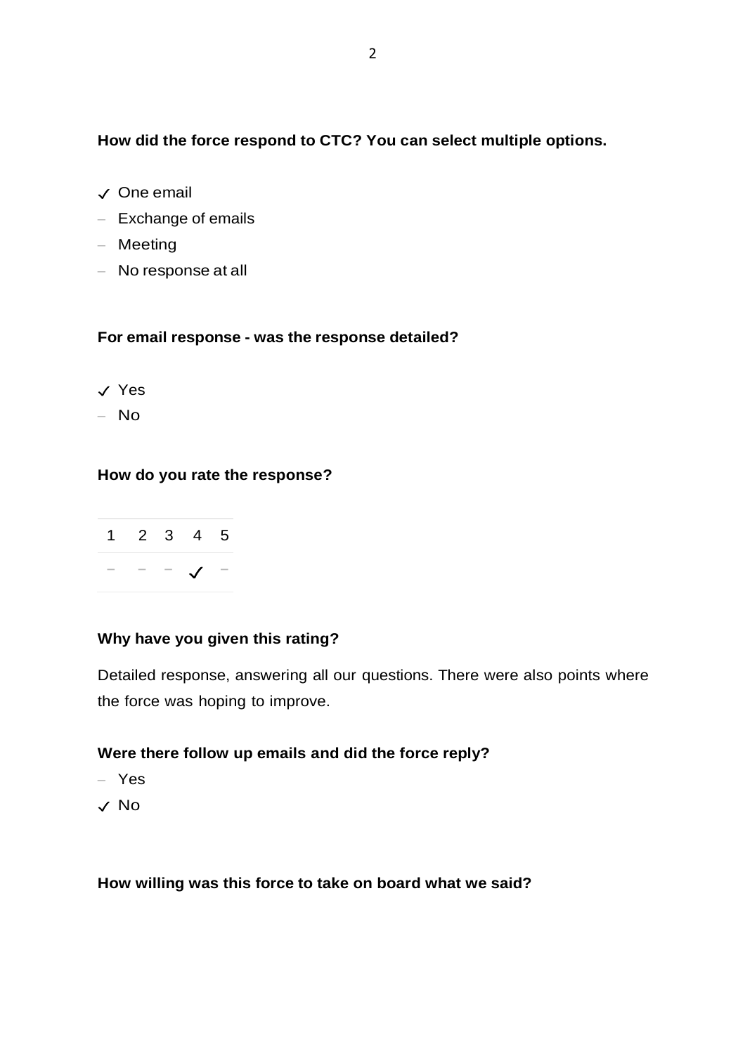**How did the force respond to CTC? You can select multiple options.**

- ✓ One email
- – Exchange of emails
- – Meeting
- – No response at all

**For email response - was the response detailed?**

- ✓ Yes
- – No

**How do you rate the response?**

| 1 | 2 | 3 | 4 | 5 |
|---|---|---|---|---|
| – | – | – | ✓ | – |

**Why have you given this rating?**

Detailed response, answering all our questions. There were also points where the force was hoping to improve.

**Were there follow up emails and did the force reply?**

- – Yes
- ✓ No

**How willing was this force to take on board what we said?**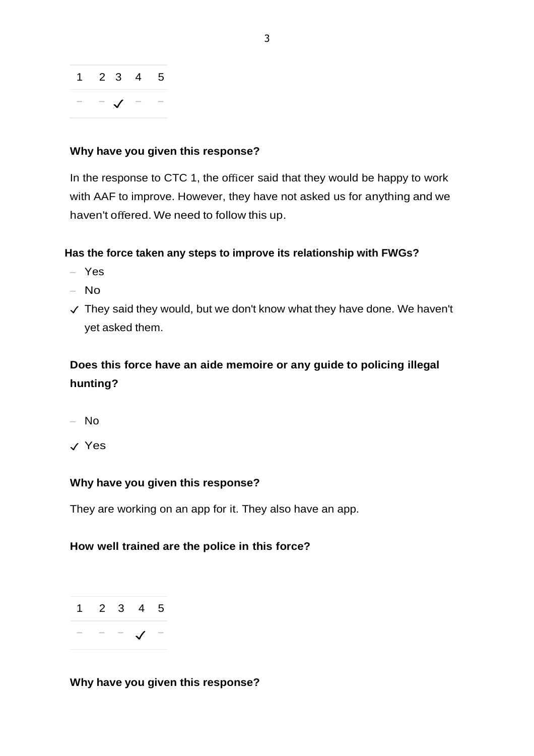| 1 | 2 | 3 | 4 | 5 |
|---|---|---|---|---|
| – | – | ✓ | – | – |

**Why have you given this response?**

In the response to CTC 1, the officer said that they would be happy to work with AAF to improve. However, they have not asked us for anything and we haven't offered. We need to follow this up.

**Has the force taken any steps to improve its relationship with FWGs?**

- – Yes
- – No
- ✓ They said they would, but we don't know what they have done. We haven't yet asked them.

**Does this force have an aide memoire or any guide to policing illegal hunting?**

- – No
- ✓ Yes

**Why have you given this response?**

They are working on an app for it. They also have an app.

**How well trained are the police in this force?**

| 1 | 2 | 3 | 4 | 5 |
|---|---|---|---|---|
| – | – | – | ✓ | – |

**Why have you given this response?**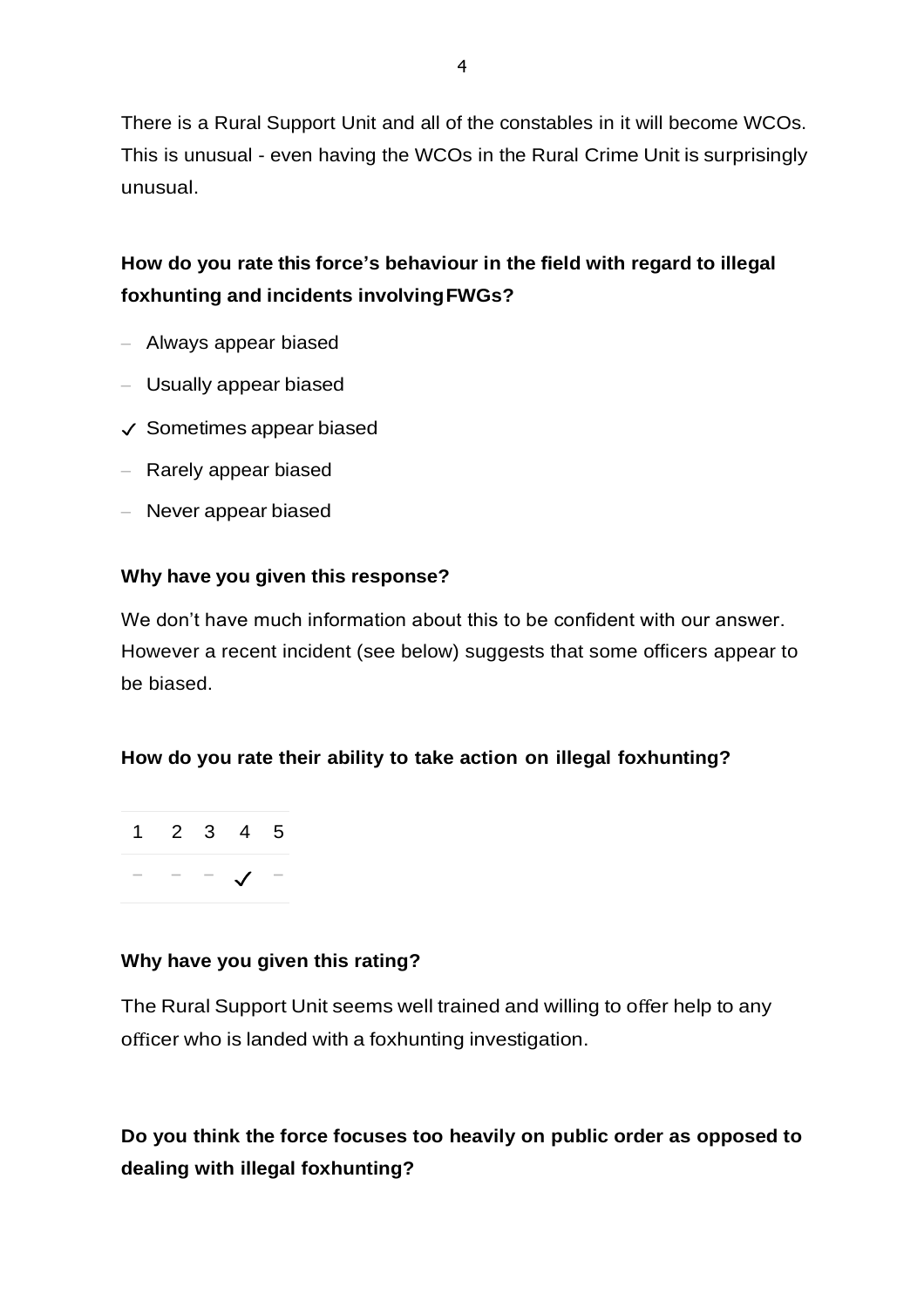There is a Rural Support Unit and all of the constables in it will become WCOs. This is unusual - even having the WCOs in the Rural Crime Unit is surprisingly unusual.

**How do you rate this force's behaviour in the field with regard to illegal foxhunting and incidents involving FWGs?**

- Always appear biased
- Usually appear biased
- ✓ Sometimes appear biased
- Rarely appear biased
- Never appear biased

**Why have you given this response?**

We don't have much information about this to be confident with our answer. However a recent incident (see below) suggests that some officers appear to be biased.

**How do you rate their ability to take action on illegal foxhunting?**

| 1 | 2 | 3 | 4 | 5 |
|---|---|---|---|---|
| – | – | – | ✓ | – |

**Why have you given this rating?**

The Rural Support Unit seems well trained and willing to offer help to any officer who is landed with a foxhunting investigation.

**Do you think the force focuses too heavily on public order as opposed to dealing with illegal foxhunting?**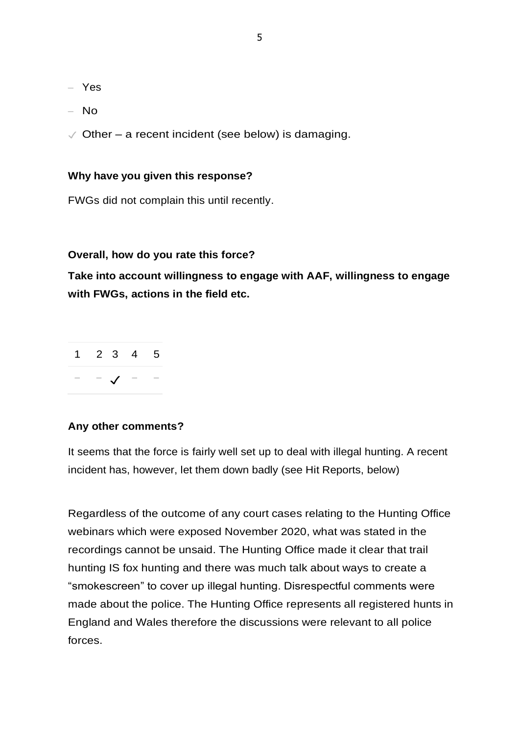– Yes

– No

✓ Other – a recent incident (see below) is damaging.

**Why have you given this response?**

FWGs did not complain this until recently.

**Overall, how do you rate this force?**

**Take into account willingness to engage with AAF, willingness to engage with FWGs, actions in the field etc.**

| 1 | 2 | 3 | 4 | 5 |
|---|---|---|---|---|
| – | – | ✓ | – | – |

**Any other comments?**

It seems that the force is fairly well set up to deal with illegal hunting. A recent incident has, however, let them down badly (see Hit Reports, below)

Regardless of the outcome of any court cases relating to the Hunting Office webinars which were exposed November 2020, what was stated in the recordings cannot be unsaid. The Hunting Office made it clear that trail hunting IS fox hunting and there was much talk about ways to create a "smokescreen" to cover up illegal hunting. Disrespectful comments were made about the police. The Hunting Office represents all registered hunts in England and Wales therefore the discussions were relevant to all police forces.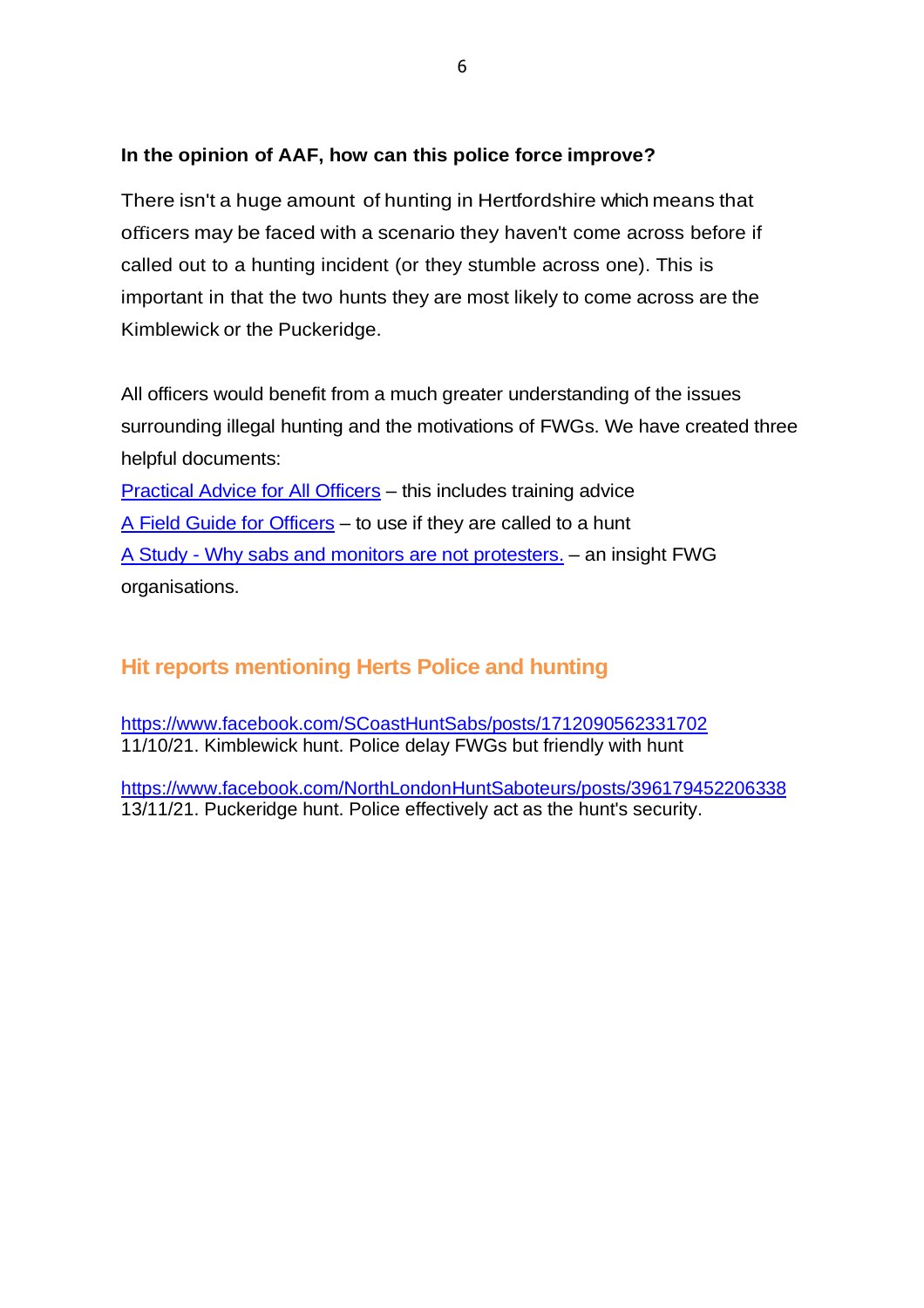**In the opinion of AAF, how can this police force improve?**

There isn't a huge amount of hunting in Hertfordshire which means that officers may be faced with a scenario they haven't come across before if called out to a hunting incident (or they stumble across one). This is important in that the two hunts they are most likely to come across are the Kimblewick or the Puckeridge.

All officers would benefit from a much greater understanding of the issues surrounding illegal hunting and the motivations of FWGs. We have created three helpful documents:

Practical Advice for All Officers – this includes training advice
A Field Guide for Officers – to use if they are called to a hunt
A Study - Why sabs and monitors are not protesters. – an insight FWG organisations.

## Hit reports mentioning Herts Police and hunting

https://www.facebook.com/SCoastHuntSabs/posts/1712090562331702
11/10/21. Kimblewick hunt. Police delay FWGs but friendly with hunt

https://www.facebook.com/NorthLondonHuntSaboteurs/posts/396179452206338
13/11/21. Puckeridge hunt. Police effectively act as the hunt's security.